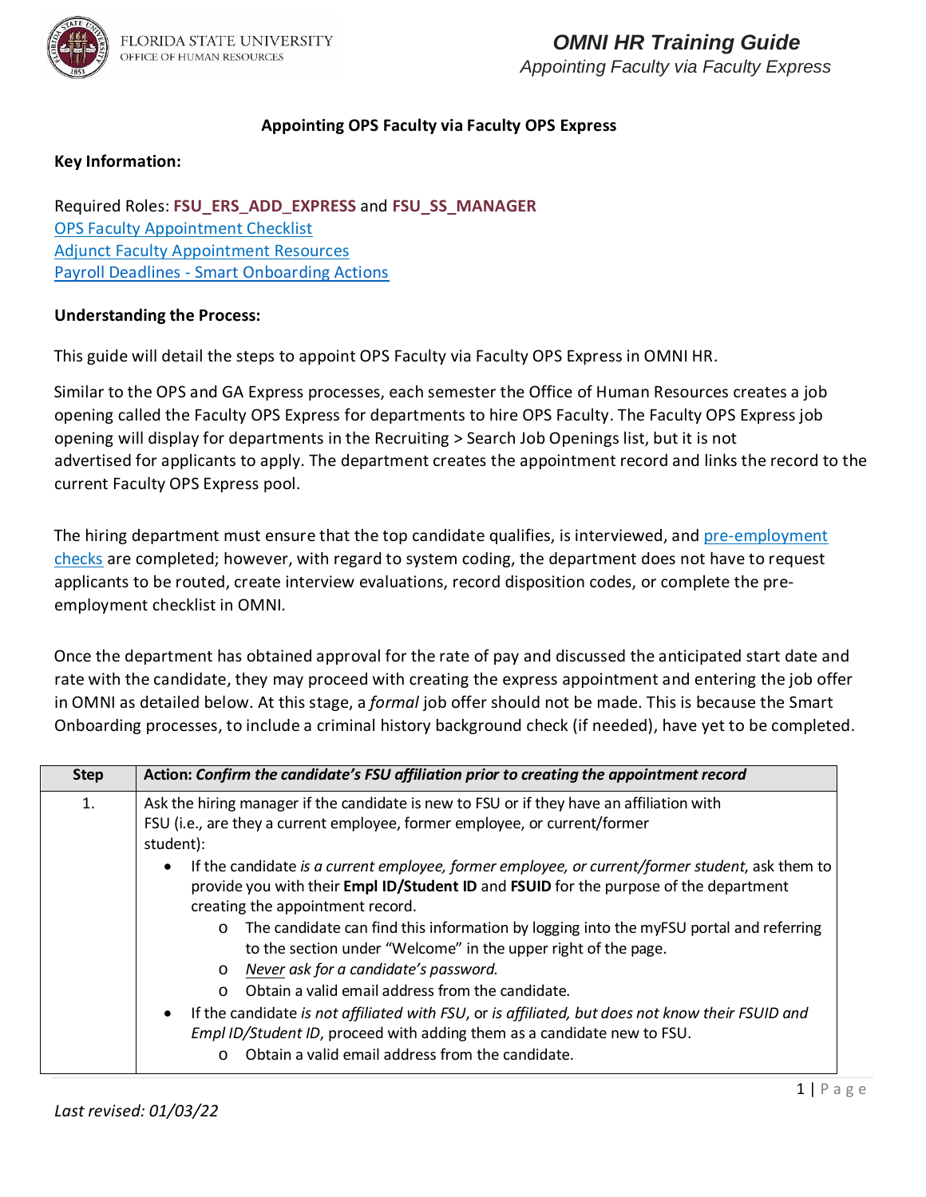# Appointing OPS Faculty via Faculty OPS Express

**Key Information:**

Required Roles: **FSU_ERS_ADD_EXPRESS** and **FSU_SS_MANAGER**
OPS Faculty Appointment Checklist
Adjunct Faculty Appointment Resources
Payroll Deadlines - Smart Onboarding Actions

**Understanding the Process:**

This guide will detail the steps to appoint OPS Faculty via Faculty OPS Express in OMNI HR.

Similar to the OPS and GA Express processes, each semester the Office of Human Resources creates a job opening called the Faculty OPS Express for departments to hire OPS Faculty. The Faculty OPS Express job opening will display for departments in the Recruiting > Search Job Openings list, but it is not advertised for applicants to apply. The department creates the appointment record and links the record to the current Faculty OPS Express pool.

The hiring department must ensure that the top candidate qualifies, is interviewed, and pre-employment checks are completed; however, with regard to system coding, the department does not have to request applicants to be routed, create interview evaluations, record disposition codes, or complete the pre-employment checklist in OMNI.

Once the department has obtained approval for the rate of pay and discussed the anticipated start date and rate with the candidate, they may proceed with creating the express appointment and entering the job offer in OMNI as detailed below. At this stage, a *formal* job offer should not be made. This is because the Smart Onboarding processes, to include a criminal history background check (if needed), have yet to be completed.

| Step | Action: *Confirm the candidate's FSU affiliation prior to creating the appointment record* |
| --- | --- |
| 1. | Ask the hiring manager if the candidate is new to FSU or if they have an affiliation with FSU (i.e., are they a current employee, former employee, or current/former student):<br>• If the candidate *is a current employee, former employee, or current/former student*, ask them to provide you with their **Empl ID/Student ID** and **FSUID** for the purpose of the department creating the appointment record.<br>  o The candidate can find this information by logging into the myFSU portal and referring to the section under "Welcome" in the upper right of the page.<br>  o *Never ask for a candidate's password.*<br>  o Obtain a valid email address from the candidate.<br>• If the candidate *is not affiliated with FSU*, or *is affiliated, but does not know their FSUID and Empl ID/Student ID*, proceed with adding them as a candidate new to FSU.<br>  o Obtain a valid email address from the candidate. |

*Last revised: 01/03/22*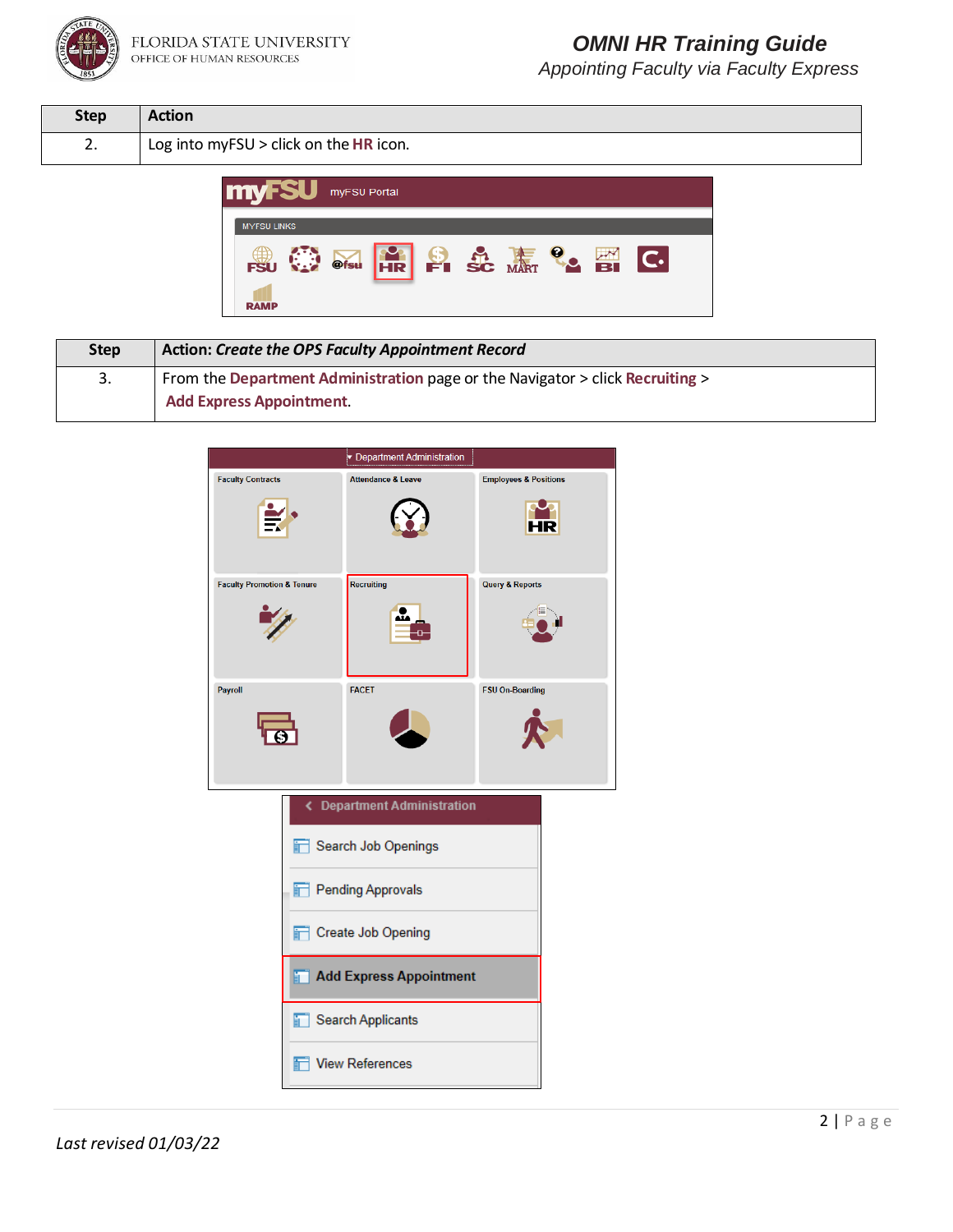| Step | Action |
| --- | --- |
| 2. | Log into myFSU > click on the **HR** icon. |

| Step | Action: *Create the OPS Faculty Appointment Record* |
| --- | --- |
| 3. | From the **Department Administration** page or the Navigator > click **Recruiting** > **Add Express Appointment**. |

*Last revised 01/03/22*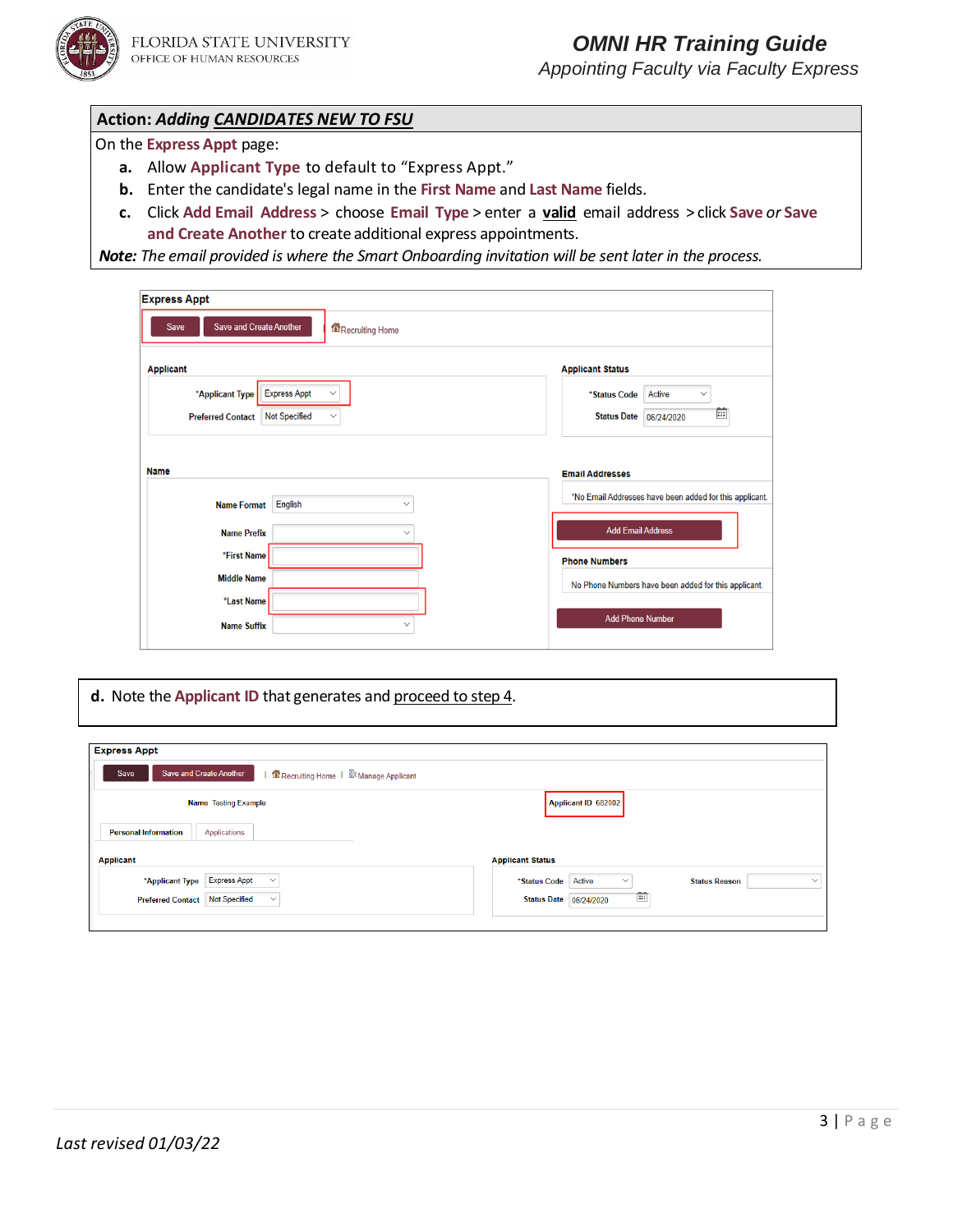**Action:** ***Adding CANDIDATES NEW TO FSU***

On the **Express Appt** page:

- **a.** Allow **Applicant Type** to default to "Express Appt."
- **b.** Enter the candidate's legal name in the **First Name** and **Last Name** fields.
- **c.** Click **Add Email Address** > choose **Email Type** > enter a **valid** email address > click **Save** *or* **Save and Create Another** to create additional express appointments.

***Note:*** *The email provided is where the Smart Onboarding invitation will be sent later in the process.*

**d.** Note the **Applicant ID** that generates and proceed to step 4.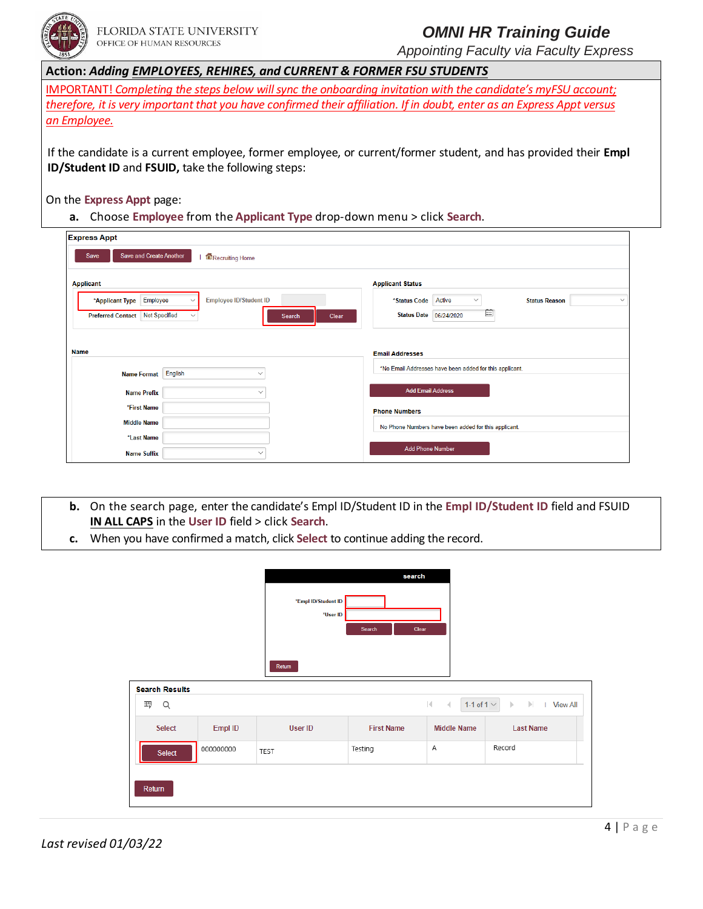**Action:** ***Adding EMPLOYEES, REHIRES, and CURRENT & FORMER FSU STUDENTS***

IMPORTANT! *Completing the steps below will sync the onboarding invitation with the candidate's myFSU account; therefore, it is very important that you have confirmed their affiliation. If in doubt, enter as an Express Appt versus an Employee.*

If the candidate is a current employee, former employee, or current/former student, and has provided their **Empl ID/Student ID** and **FSUID,** take the following steps:

On the **Express Appt** page:

a. Choose **Employee** from the **Applicant Type** drop-down menu > click **Search**.

b. On the search page, enter the candidate's Empl ID/Student ID in the **Empl ID/Student ID** field and FSUID **IN ALL CAPS** in the **User ID** field > click **Search**.

c. When you have confirmed a match, click **Select** to continue adding the record.

Last revised 01/03/22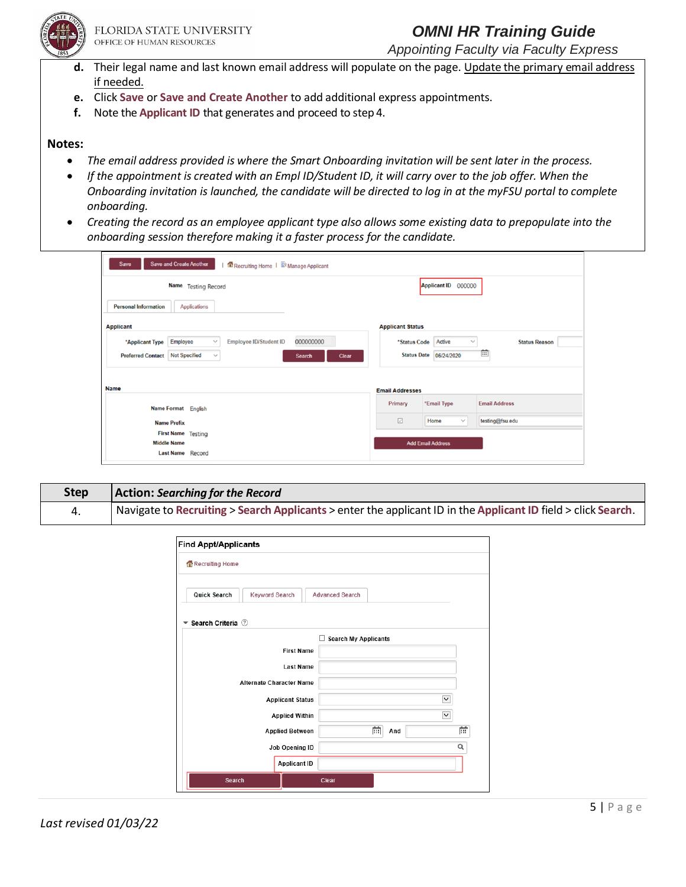d. Their legal name and last known email address will populate on the page. Update the primary email address if needed.
e. Click **Save** or **Save and Create Another** to add additional express appointments.
f. Note the **Applicant ID** that generates and proceed to step 4.

**Notes:**

- *The email address provided is where the Smart Onboarding invitation will be sent later in the process.*
- *If the appointment is created with an Empl ID/Student ID, it will carry over to the job offer. When the Onboarding invitation is launched, the candidate will be directed to log in at the myFSU portal to complete onboarding.*
- *Creating the record as an employee applicant type also allows some existing data to prepopulate into the onboarding session therefore making it a faster process for the candidate.*

| Step | Action: *Searching for the Record* |
| --- | --- |
| 4. | Navigate to **Recruiting** > **Search Applicants** > enter the applicant ID in the **Applicant ID** field > click **Search**. |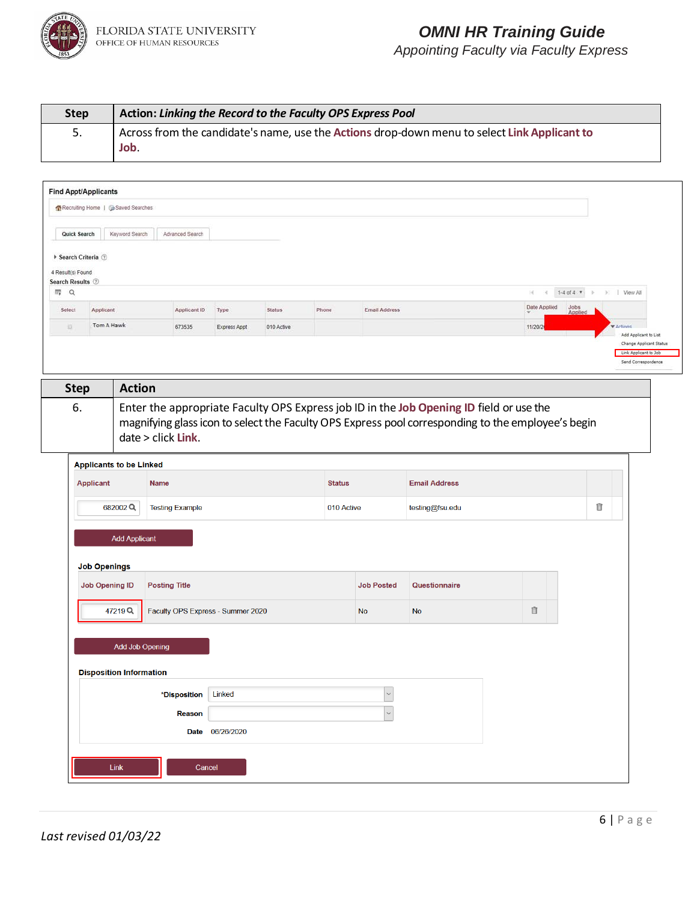| Step | Action: *Linking the Record to the Faculty OPS Express Pool* |
|---|---|
| 5. | Across from the candidate's name, use the **Actions** drop-down menu to select **Link Applicant to Job**. |

| Step | Action |
|---|---|
| 6. | Enter the appropriate Faculty OPS Express job ID in the **Job Opening ID** field or use the magnifying glass icon to select the Faculty OPS Express pool corresponding to the employee's begin date > click **Link**. |

*Last revised 01/03/22*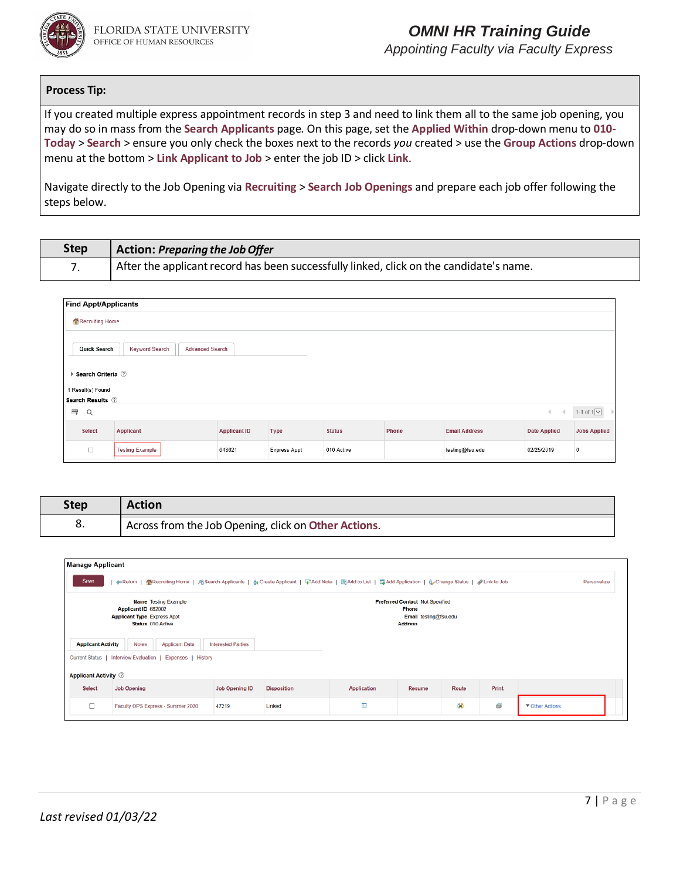**Process Tip:**

If you created multiple express appointment records in step 3 and need to link them all to the same job opening, you may do so in mass from the **Search Applicants** page. On this page, set the **Applied Within** drop-down menu to **010-Today** > **Search** > ensure you only check the boxes next to the records *you* created > use the **Group Actions** drop-down menu at the bottom > **Link Applicant to Job** > enter the job ID > click **Link**.

Navigate directly to the Job Opening via **Recruiting** > **Search Job Openings** and prepare each job offer following the steps below.

| Step | Action: *Preparing the Job Offer* |
|---|---|
| 7. | After the applicant record has been successfully linked, click on the candidate's name. |

| Step | Action |
|---|---|
| 8. | Across from the Job Opening, click on **Other Actions**. |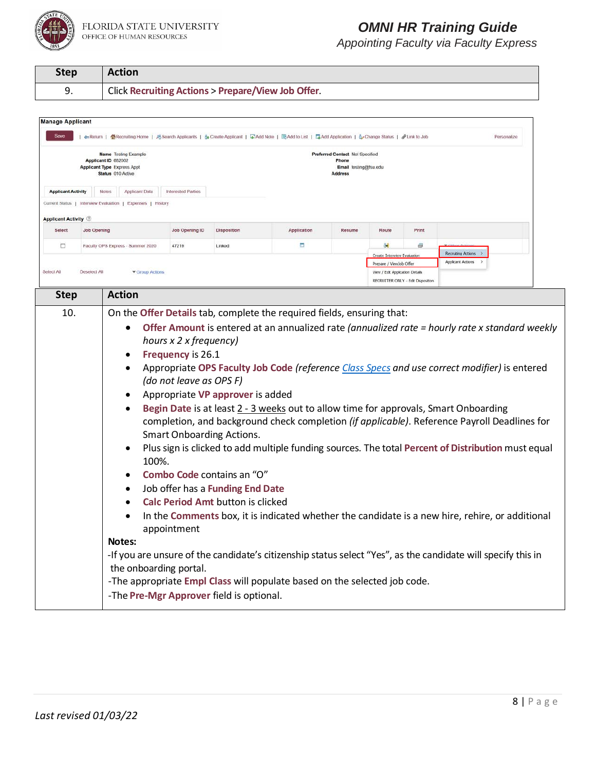| Step | Action |
|---|---|
| 9. | Click **Recruiting Actions** > **Prepare/View Job Offer**. |

| Step | Action |
|---|---|
| 10. | On the **Offer Details** tab, complete the required fields, ensuring that:<br>• **Offer Amount** is entered at an annualized rate *(annualized rate = hourly rate x standard weekly hours x 2 x frequency)*<br>• **Frequency** is 26.1<br>• Appropriate **OPS Faculty Job Code** *(reference Class Specs and use correct modifier)* is entered *(do not leave as OPS F)*<br>• Appropriate **VP approver** is added<br>• **Begin Date** is at least 2 - 3 weeks out to allow time for approvals, Smart Onboarding completion, and background check completion *(if applicable)*. Reference Payroll Deadlines for Smart Onboarding Actions.<br>• Plus sign is clicked to add multiple funding sources. The total **Percent of Distribution** must equal 100%.<br>• **Combo Code** contains an "O"<br>• Job offer has a **Funding End Date**<br>• **Calc Period Amt** button is clicked<br>• In the **Comments** box, it is indicated whether the candidate is a new hire, rehire, or additional appointment<br>**Notes:**<br>-If you are unsure of the candidate's citizenship status select "Yes", as the candidate will specify this in the onboarding portal.<br>-The appropriate **Empl Class** will populate based on the selected job code.<br>-The **Pre-Mgr Approver** field is optional. |

*Last revised 01/03/22*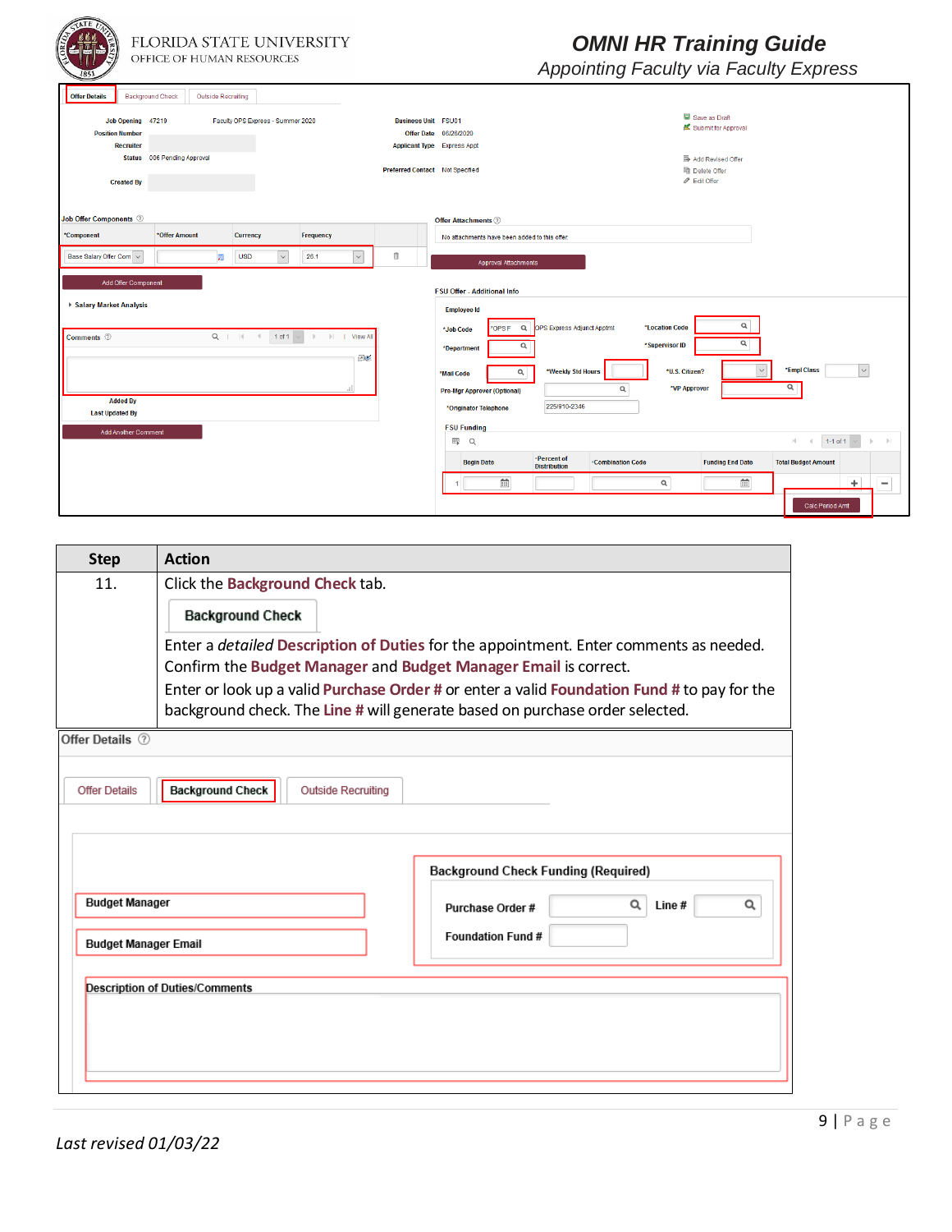| Step | Action |
|---|---|
| 11. | Click the **Background Check** tab.<br><br>Background Check<br><br>Enter a *detailed* **Description of Duties** for the appointment. Enter comments as needed.<br>Confirm the **Budget Manager** and **Budget Manager Email** is correct.<br>Enter or look up a valid **Purchase Order #** or enter a valid **Foundation Fund #** to pay for the background check. The **Line #** will generate based on purchase order selected. |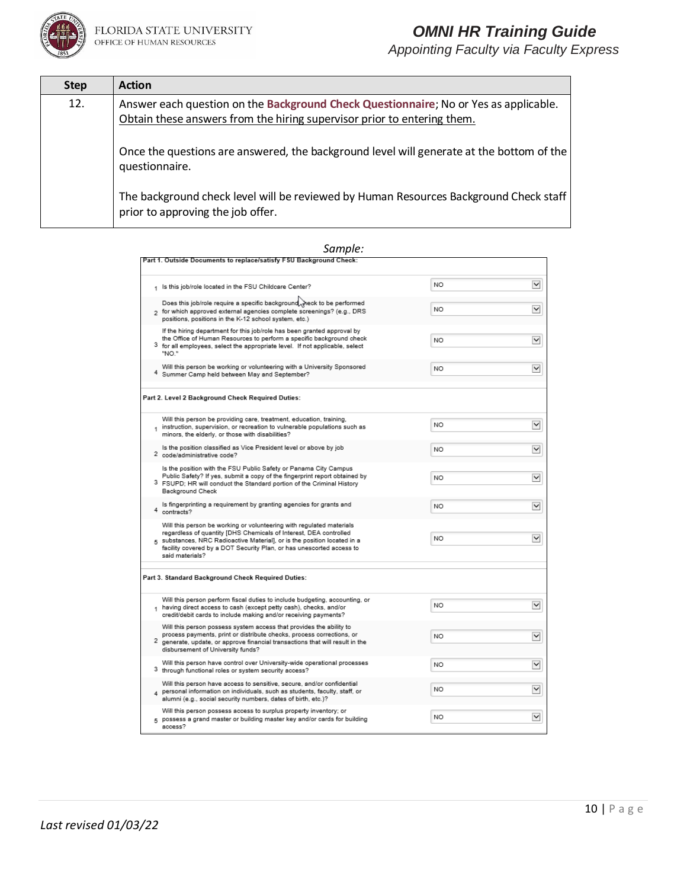| Step | Action |
| --- | --- |
| 12. | Answer each question on the **Background Check Questionnaire**; No or Yes as applicable. Obtain these answers from the hiring supervisor prior to entering them.<br><br>Once the questions are answered, the background level will generate at the bottom of the questionnaire.<br><br>The background check level will be reviewed by Human Resources Background Check staff prior to approving the job offer. |

*Sample:*

**Part 1. Outside Documents to replace/satisfy FSU Background Check:**

| # | Question | Answer |
| --- | --- | --- |
| 1 | Is this job/role located in the FSU Childcare Center? | NO |
| 2 | Does this job/role require a specific background check to be performed for which approved external agencies complete screenings? (e.g., DRS positions, positions in the K-12 school system, etc.) | NO |
| 3 | If the hiring department for this job/role has been granted approval by the Office of Human Resources to perform a specific background check for all employees, select the appropriate level. If not applicable, select "NO." | NO |
| 4 | Will this person be working or volunteering with a University Sponsored Summer Camp held between May and September? | NO |

**Part 2. Level 2 Background Check Required Duties:**

| # | Question | Answer |
| --- | --- | --- |
| 1 | Will this person be providing care, treatment, education, training, instruction, supervision, or recreation to vulnerable populations such as minors, the elderly, or those with disabilities? | NO |
| 2 | Is the position classified as Vice President level or above by job code/administrative code? | NO |
| 3 | Is the position with the FSU Public Safety or Panama City Campus Public Safety? If yes, submit a copy of the fingerprint report obtained by FSUPD; HR will conduct the Standard portion of the Criminal History Background Check | NO |
| 4 | Is fingerprinting a requirement by granting agencies for grants and contracts? | NO |
| 5 | Will this person be working or volunteering with regulated materials regardless of quantity [DHS Chemicals of Interest, DEA controlled substances, NRC Radioactive Material], or is the position located in a facility covered by a DOT Security Plan, or has unescorted access to said materials? | NO |

**Part 3. Standard Background Check Required Duties:**

| # | Question | Answer |
| --- | --- | --- |
| 1 | Will this person perform fiscal duties to include budgeting, accounting, or having direct access to cash (except petty cash), checks, and/or credit/debit cards to include making and/or receiving payments? | NO |
| 2 | Will this person possess system access that provides the ability to process payments, print or distribute checks, process corrections, or generate, update, or approve financial transactions that will result in the disbursement of University funds? | NO |
| 3 | Will this person have control over University-wide operational processes through functional roles or system security access? | NO |
| 4 | Will this person have access to sensitive, secure, and/or confidential personal information on individuals, such as students, faculty, staff, or alumni (e.g., social security numbers, dates of birth, etc.)? | NO |
| 5 | Will this person possess access to surplus property inventory; or possess a grand master or building master key and/or cards for building access? | NO |

*Last revised 01/03/22*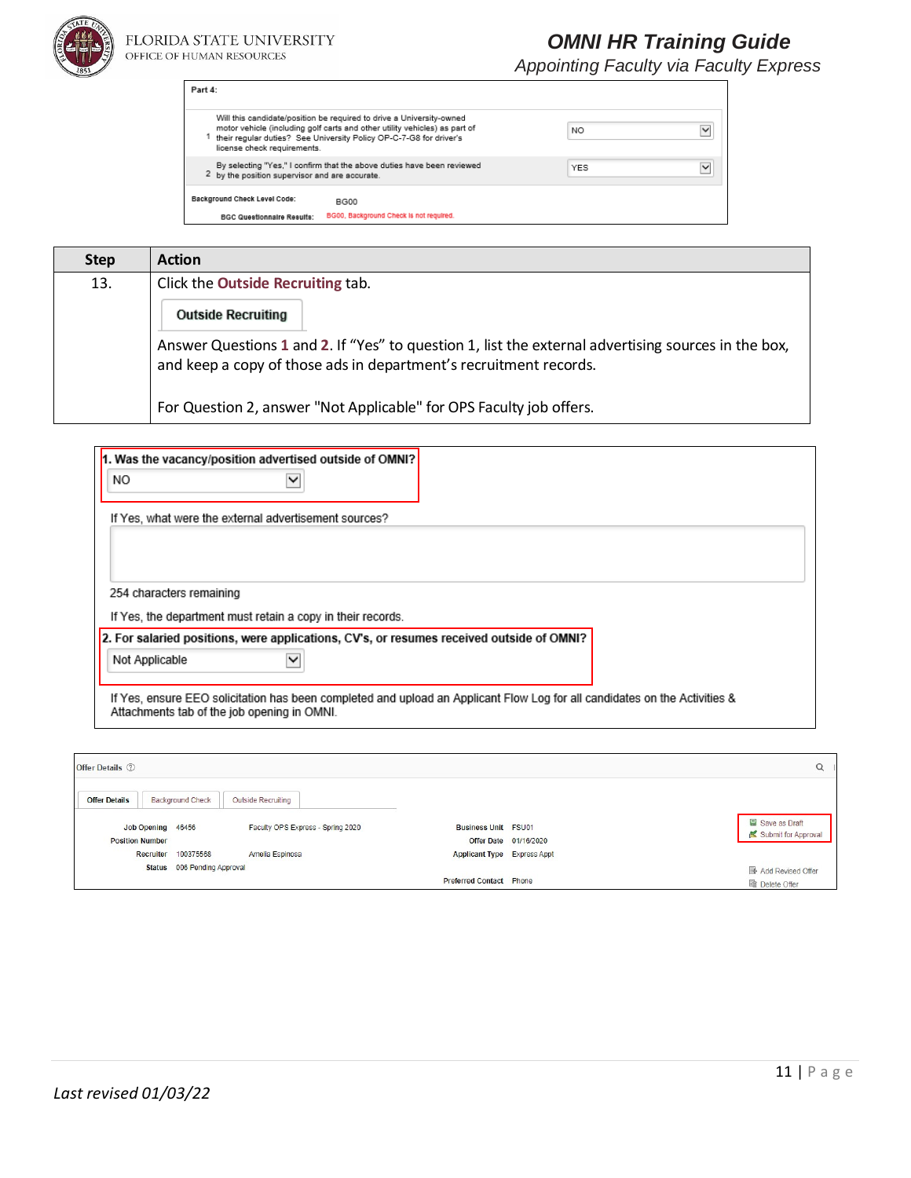**Part 4:**

| | | |
|---|---|---|
| 1 | Will this candidate/position be required to drive a University-owned motor vehicle (including golf carts and other utility vehicles) as part of their regular duties? See University Policy OP-C-7-G8 for driver's license check requirements. | NO |
| 2 | By selecting "Yes," I confirm that the above duties have been reviewed by the position supervisor and are accurate. | YES |

**Background Check Level Code:** BG00

**BGC Questionnaire Results:** BG00, Background Check is not required.

| Step | Action |
|---|---|
| 13. | Click the **Outside Recruiting** tab.<br><br>**Outside Recruiting**<br><br>Answer Questions **1** and **2**. If "Yes" to question 1, list the external advertising sources in the box, and keep a copy of those ads in department's recruitment records.<br><br>For Question 2, answer "Not Applicable" for OPS Faculty job offers. |

**1. Was the vacancy/position advertised outside of OMNI?**

NO

If Yes, what were the external advertisement sources?

254 characters remaining

If Yes, the department must retain a copy in their records.

**2. For salaried positions, were applications, CV's, or resumes received outside of OMNI?**

Not Applicable

If Yes, ensure EEO solicitation has been completed and upload an Applicant Flow Log for all candidates on the Activities & Attachments tab of the job opening in OMNI.

Offer Details

Offer Details | Background Check | Outside Recruiting

| | | | | | |
|---|---|---|---|---|---|
| Job Opening | 46456 | Faculty OPS Express - Spring 2020 | Business Unit | FSU01 | Save as Draft |
| Position Number | | | Offer Date | 01/16/2020 | Submit for Approval |
| Recruiter | 100375568 | Amelia Espinosa | Applicant Type | Express Appt | |
| Status | 006 Pending Approval | | | | Add Revised Offer |
| | | | Preferred Contact | Phone | Delete Offer |

*Last revised 01/03/22*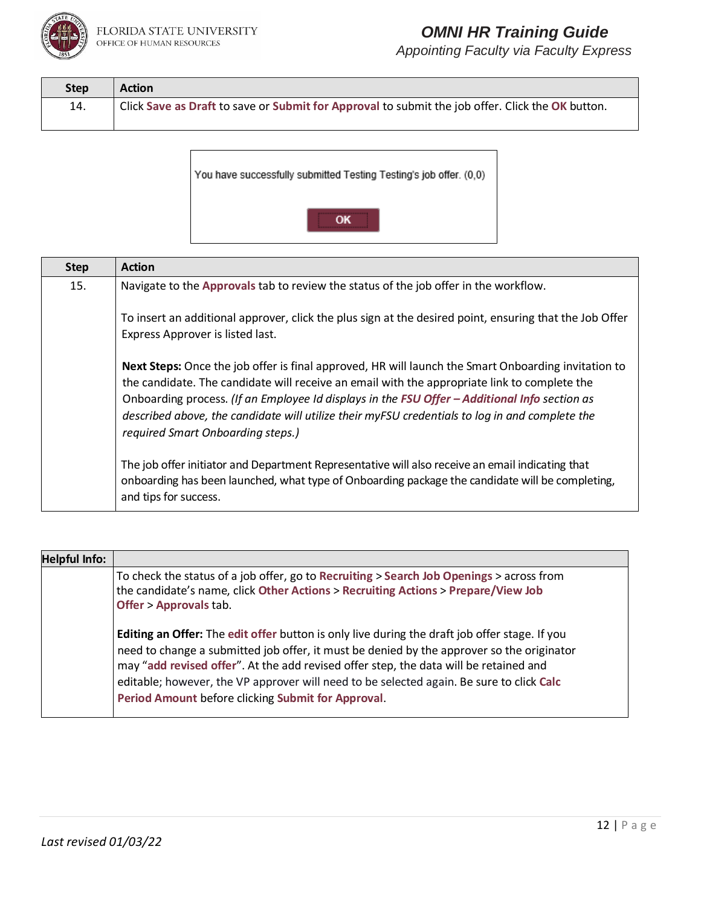| Step | Action |
|---|---|
| 14. | Click **Save as Draft** to save or **Submit for Approval** to submit the job offer. Click the **OK** button. |

You have successfully submitted Testing Testing's job offer. (0,0)

OK

| Step | Action |
|---|---|
| 15. | Navigate to the **Approvals** tab to review the status of the job offer in the workflow.<br><br>To insert an additional approver, click the plus sign at the desired point, ensuring that the Job Offer Express Approver is listed last.<br><br>**Next Steps:** Once the job offer is final approved, HR will launch the Smart Onboarding invitation to the candidate. The candidate will receive an email with the appropriate link to complete the Onboarding process. *(If an Employee Id displays in the **FSU Offer – Additional Info** section as described above, the candidate will utilize their myFSU credentials to log in and complete the required Smart Onboarding steps.)*<br><br>The job offer initiator and Department Representative will also receive an email indicating that onboarding has been launched, what type of Onboarding package the candidate will be completing, and tips for success. |

| Helpful Info: | |
|---|---|
| | To check the status of a job offer, go to **Recruiting** > **Search Job Openings** > across from the candidate's name, click **Other Actions** > **Recruiting Actions** > **Prepare/View Job Offer** > **Approvals** tab.<br><br>**Editing an Offer:** The **edit offer** button is only live during the draft job offer stage. If you need to change a submitted job offer, it must be denied by the approver so the originator may "**add revised offer**". At the add revised offer step, the data will be retained and editable; however, the VP approver will need to be selected again. Be sure to click **Calc Period Amount** before clicking **Submit for Approval**. |

*Last revised 01/03/22*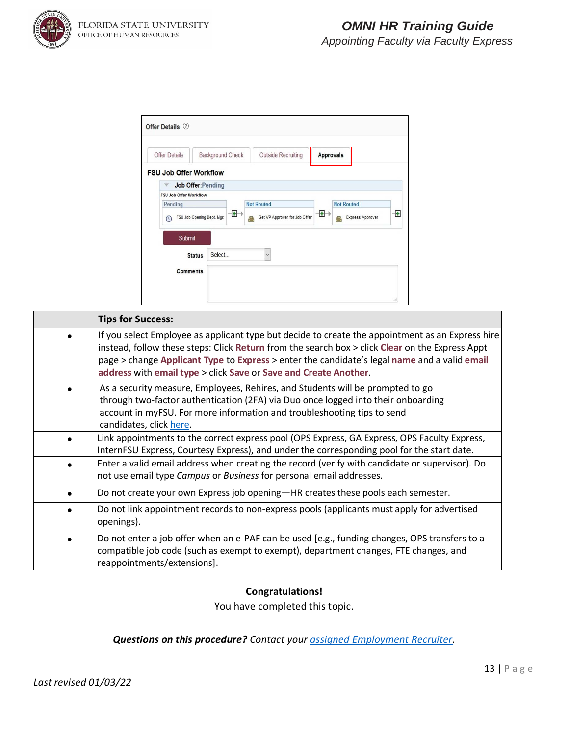Offer Details

Offer Details | Background Check | Outside Recruiting | Approvals

FSU Job Offer Workflow

Job Offer:Pending

FSU Job Offer Workflow

Pending — FSU Job Opening Dept. Mgr.

Not Routed — Get VP Approver for Job Offer

Not Routed — Express Approver

Submit

Status Select...

Comments

| | Tips for Success: |
|---|---|
| • | If you select Employee as applicant type but decide to create the appointment as an Express hire instead, follow these steps: Click **Return** from the search box > click **Clear** on the Express Appt page > change **Applicant Type** to **Express** > enter the candidate's legal **name** and a valid **email address** with **email type** > click **Save** or **Save and Create Another**. |
| • | As a security measure, Employees, Rehires, and Students will be prompted to go through two-factor authentication (2FA) via Duo once logged into their onboarding account in myFSU. For more information and troubleshooting tips to send candidates, click [here](). |
| • | Link appointments to the correct express pool (OPS Express, GA Express, OPS Faculty Express, InternFSU Express, Courtesy Express), and under the corresponding pool for the start date. |
| • | Enter a valid email address when creating the record (verify with candidate or supervisor). Do not use email type *Campus* or *Business* for personal email addresses. |
| • | Do not create your own Express job opening—HR creates these pools each semester. |
| • | Do not link appointment records to non-express pools (applicants must apply for advertised openings). |
| • | Do not enter a job offer when an e-PAF can be used [e.g., funding changes, OPS transfers to a compatible job code (such as exempt to exempt), department changes, FTE changes, and reappointments/extensions]. |

**Congratulations!**

You have completed this topic.

***Questions on this procedure?*** *Contact your [assigned Employment Recruiter]().*

*Last revised 01/03/22*